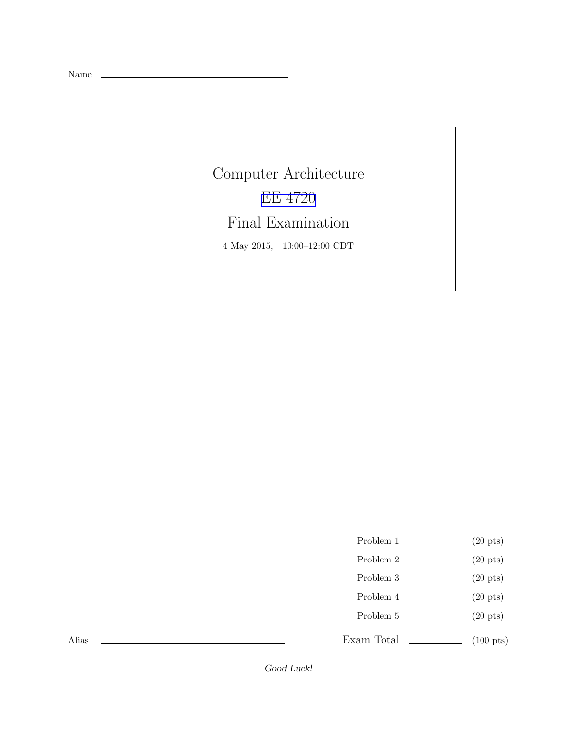Name \_\_\_\_\_\_\_\_\_\_\_\_\_\_\_\_\_\_\_\_\_\_\_\_\_\_\_\_\_\_\_\_

# Computer Architecture

## EE 4720

## Final Examination

4 May 2015, 10:00–12:00 CDT

| | | |
|---|---|---|
| Problem 1 | \_\_\_\_\_\_\_\_\_\_ | (20 pts) |
| Problem 2 | \_\_\_\_\_\_\_\_\_\_ | (20 pts) |
| Problem 3 | \_\_\_\_\_\_\_\_\_\_ | (20 pts) |
| Problem 4 | \_\_\_\_\_\_\_\_\_\_ | (20 pts) |
| Problem 5 | \_\_\_\_\_\_\_\_\_\_ | (20 pts) |
| Exam Total | \_\_\_\_\_\_\_\_\_\_ | (100 pts) |

Alias \_\_\_\_\_\_\_\_\_\_\_\_\_\_\_\_\_\_\_\_\_\_\_\_\_\_\_\_\_\_\_\_

*Good Luck!*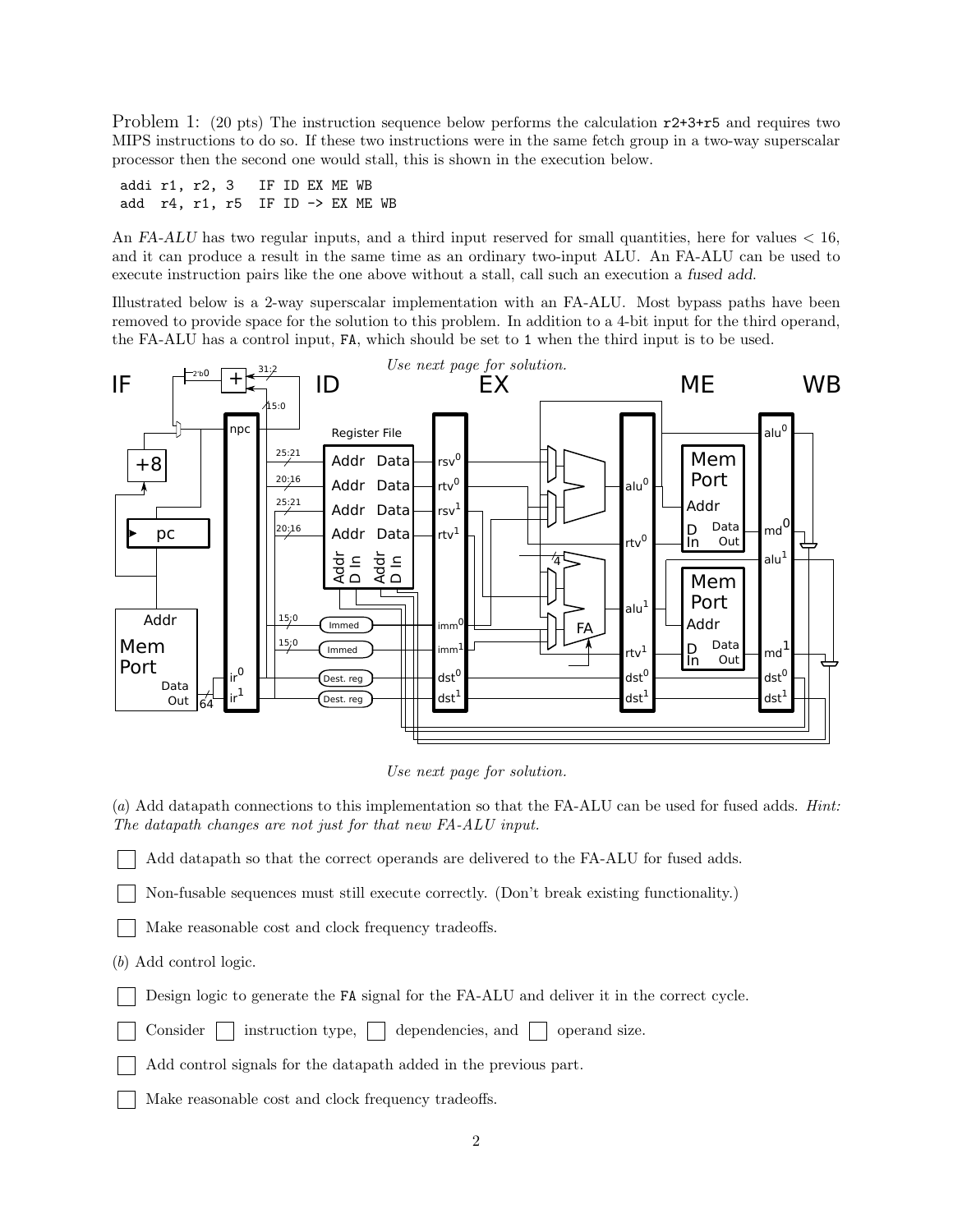Problem 1: (20 pts) The instruction sequence below performs the calculation r2+3+r5 and requires two MIPS instructions to do so. If these two instructions were in the same fetch group in a two-way superscalar processor then the second one would stall, this is shown in the execution below.

```
addi r1, r2, 3   IF ID EX ME WB
add  r4, r1, r5  IF ID -> EX ME WB
```

An *FA-ALU* has two regular inputs, and a third input reserved for small quantities, here for values < 16, and it can produce a result in the same time as an ordinary two-input ALU. An FA-ALU can be used to execute instruction pairs like the one above without a stall, call such an execution a *fused add*.

Illustrated below is a 2-way superscalar implementation with an FA-ALU. Most bypass paths have been removed to provide space for the solution to this problem. In addition to a 4-bit input for the third operand, the FA-ALU has a control input, FA, which should be set to 1 when the third input is to be used.

*Use next page for solution.*

*Use next page for solution.*

(*a*) Add datapath connections to this implementation so that the FA-ALU can be used for fused adds. *Hint: The datapath changes are not just for that new FA-ALU input.*

☐ Add datapath so that the correct operands are delivered to the FA-ALU for fused adds.

☐ Non-fusable sequences must still execute correctly. (Don't break existing functionality.)

☐ Make reasonable cost and clock frequency tradeoffs.

(*b*) Add control logic.

☐ Design logic to generate the FA signal for the FA-ALU and deliver it in the correct cycle.

☐ Consider ☐ instruction type, ☐ dependencies, and ☐ operand size.

☐ Add control signals for the datapath added in the previous part.

☐ Make reasonable cost and clock frequency tradeoffs.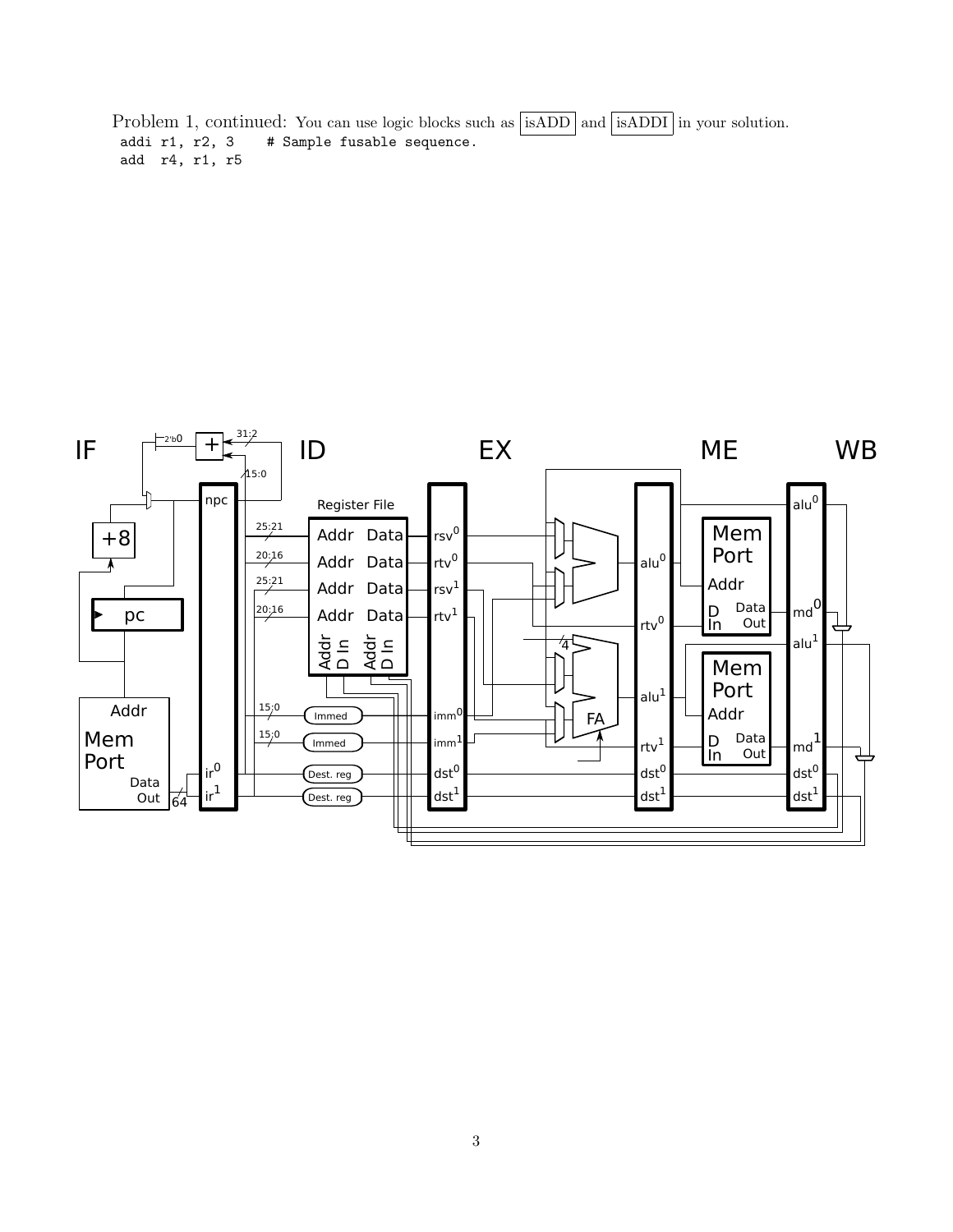Problem 1, continued: You can use logic blocks such as isADD and isADDI in your solution.

```
addi r1, r2, 3    # Sample fusable sequence.
add  r4, r1, r5
```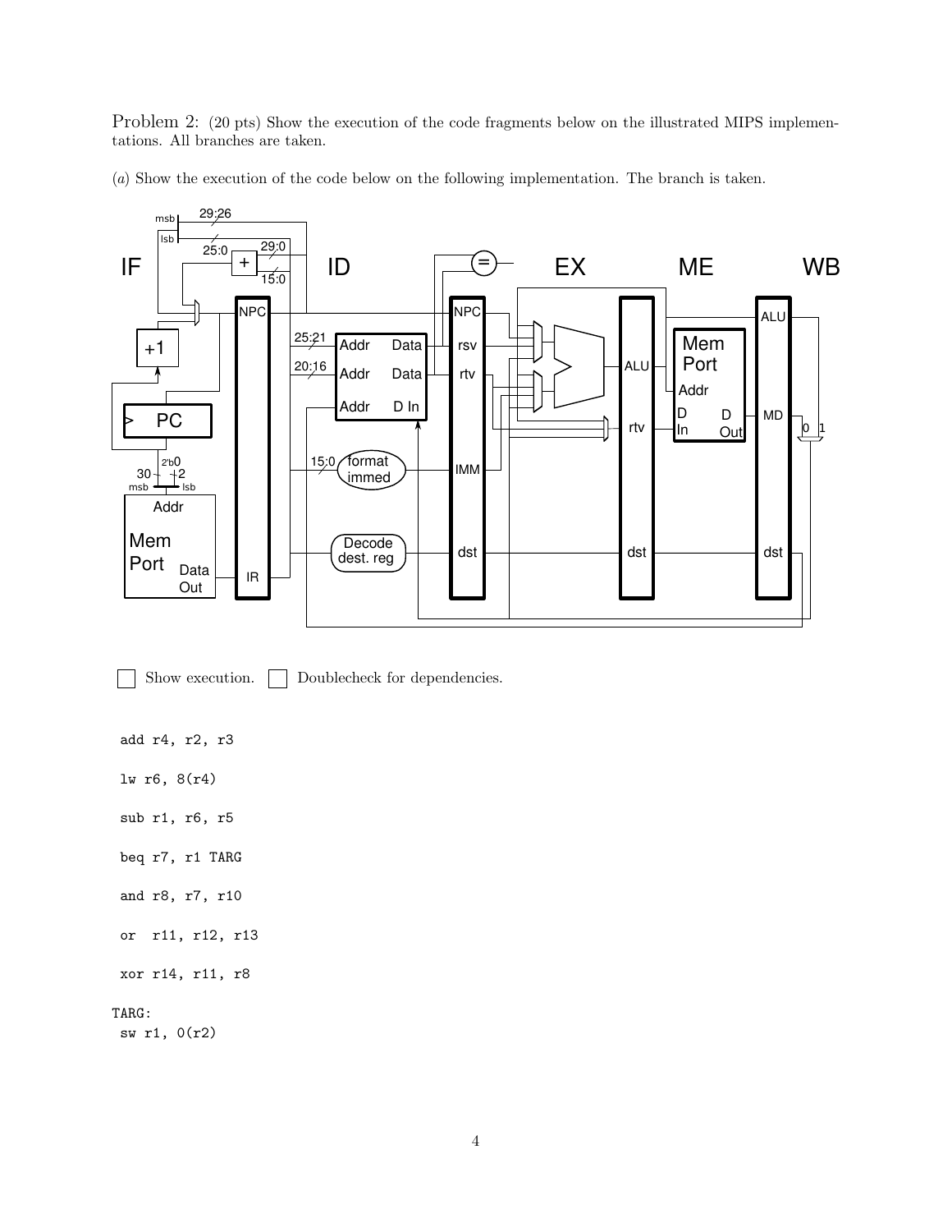Problem 2: (20 pts) Show the execution of the code fragments below on the illustrated MIPS implementations. All branches are taken.

(*a*) Show the execution of the code below on the following implementation. The branch is taken.

☐ Show execution. ☐ Doublecheck for dependencies.

```
 add r4, r2, r3

 lw r6, 8(r4)

 sub r1, r6, r5

 beq r7, r1 TARG

 and r8, r7, r10

 or  r11, r12, r13

 xor r14, r11, r8

TARG:
 sw r1, 0(r2)
```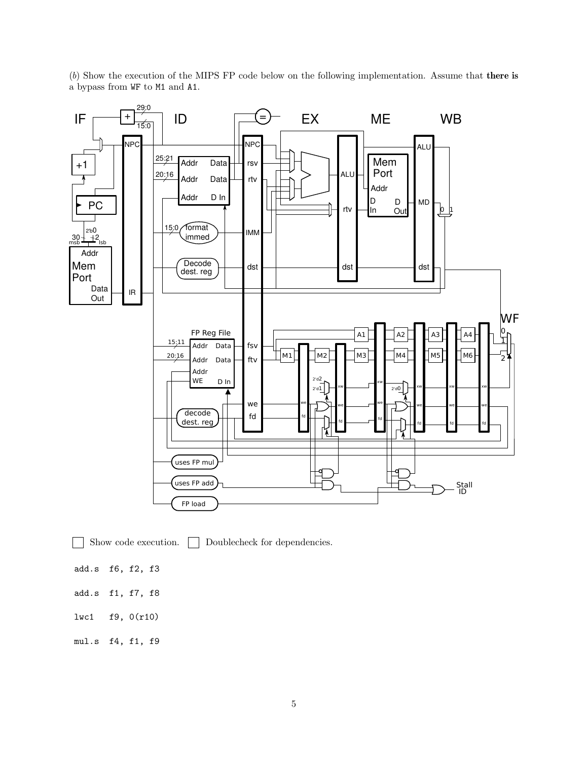(*b*) Show the execution of the MIPS FP code below on the following implementation. Assume that **there is** a bypass from `WF` to `M1` and `A1`.

☐ Show code execution. ☐ Doublecheck for dependencies.

```
add.s  f6, f2, f3

add.s  f1, f7, f8

lwc1   f9, 0(r10)

mul.s  f4, f1, f9
```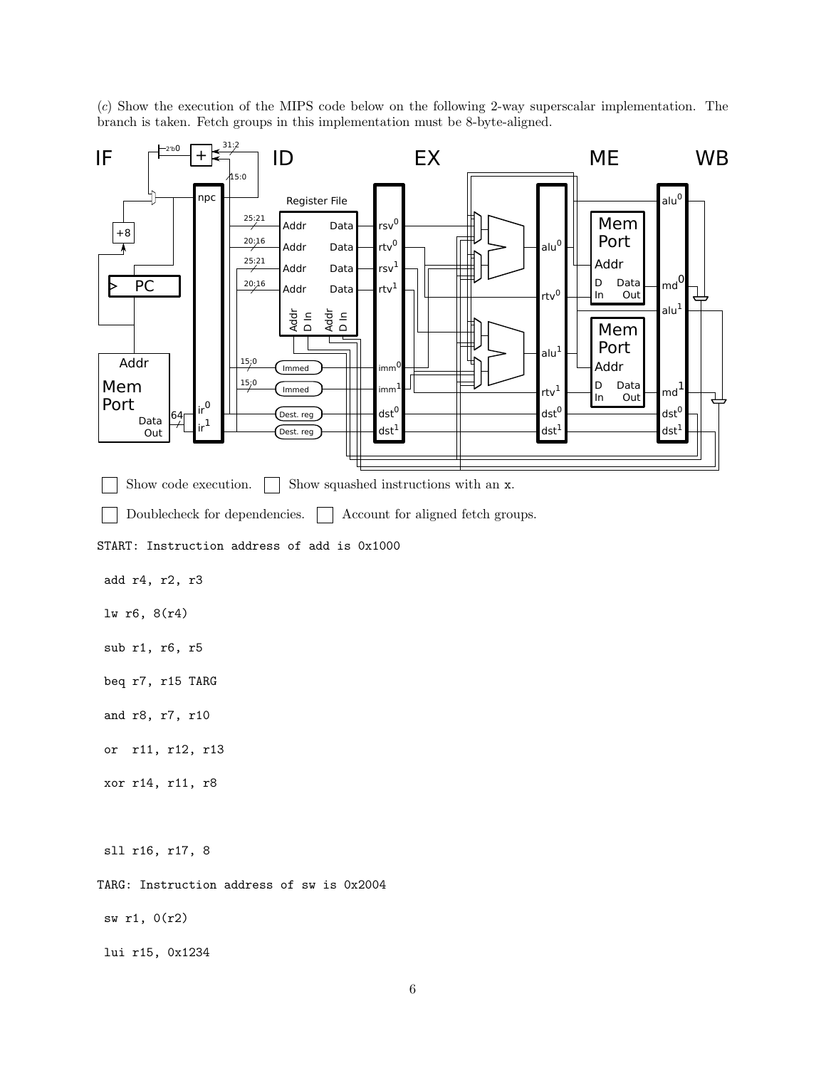(*c*) Show the execution of the MIPS code below on the following 2-way superscalar implementation. The branch is taken. Fetch groups in this implementation must be 8-byte-aligned.

☐ Show code execution. ☐ Show squashed instructions with an x.

☐ Doublecheck for dependencies. ☐ Account for aligned fetch groups.

```
START: Instruction address of add is 0x1000

 add r4, r2, r3

 lw r6, 8(r4)

 sub r1, r6, r5

 beq r7, r15 TARG

 and r8, r7, r10

 or  r11, r12, r13

 xor r14, r11, r8



 sll r16, r17, 8

TARG: Instruction address of sw is 0x2004

 sw r1, 0(r2)

 lui r15, 0x1234
```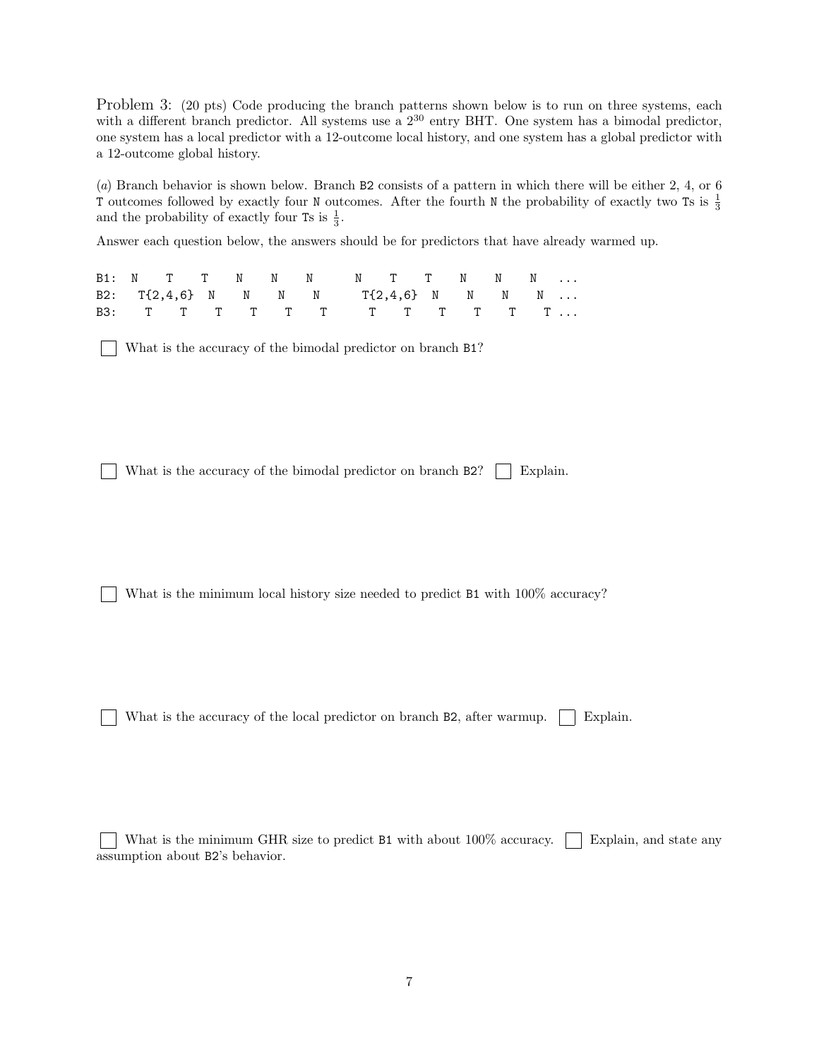Problem 3: (20 pts) Code producing the branch patterns shown below is to run on three systems, each with a different branch predictor. All systems use a $2^{30}$ entry BHT. One system has a bimodal predictor, one system has a local predictor with a 12-outcome local history, and one system has a global predictor with a 12-outcome global history.

(*a*) Branch behavior is shown below. Branch `B2` consists of a pattern in which there will be either 2, 4, or 6 `T` outcomes followed by exactly four `N` outcomes. After the fourth `N` the probability of exactly two `T`s is $\frac{1}{3}$ and the probability of exactly four `T`s is $\frac{1}{3}$.

Answer each question below, the answers should be for predictors that have already warmed up.

```
B1:  N    T    T    N    N    N      N    T    T    N    N    N   ...
B2:   T{2,4,6}  N    N    N    N      T{2,4,6}  N    N    N    N  ...
B3:    T    T    T    T    T    T      T    T    T    T    T    T ...
```

☐ What is the accuracy of the bimodal predictor on branch `B1`?

☐ What is the accuracy of the bimodal predictor on branch `B2`? ☐ Explain.

☐ What is the minimum local history size needed to predict `B1` with 100% accuracy?

☐ What is the accuracy of the local predictor on branch `B2`, after warmup. ☐ Explain.

☐ What is the minimum GHR size to predict `B1` with about 100% accuracy. ☐ Explain, and state any assumption about `B2`'s behavior.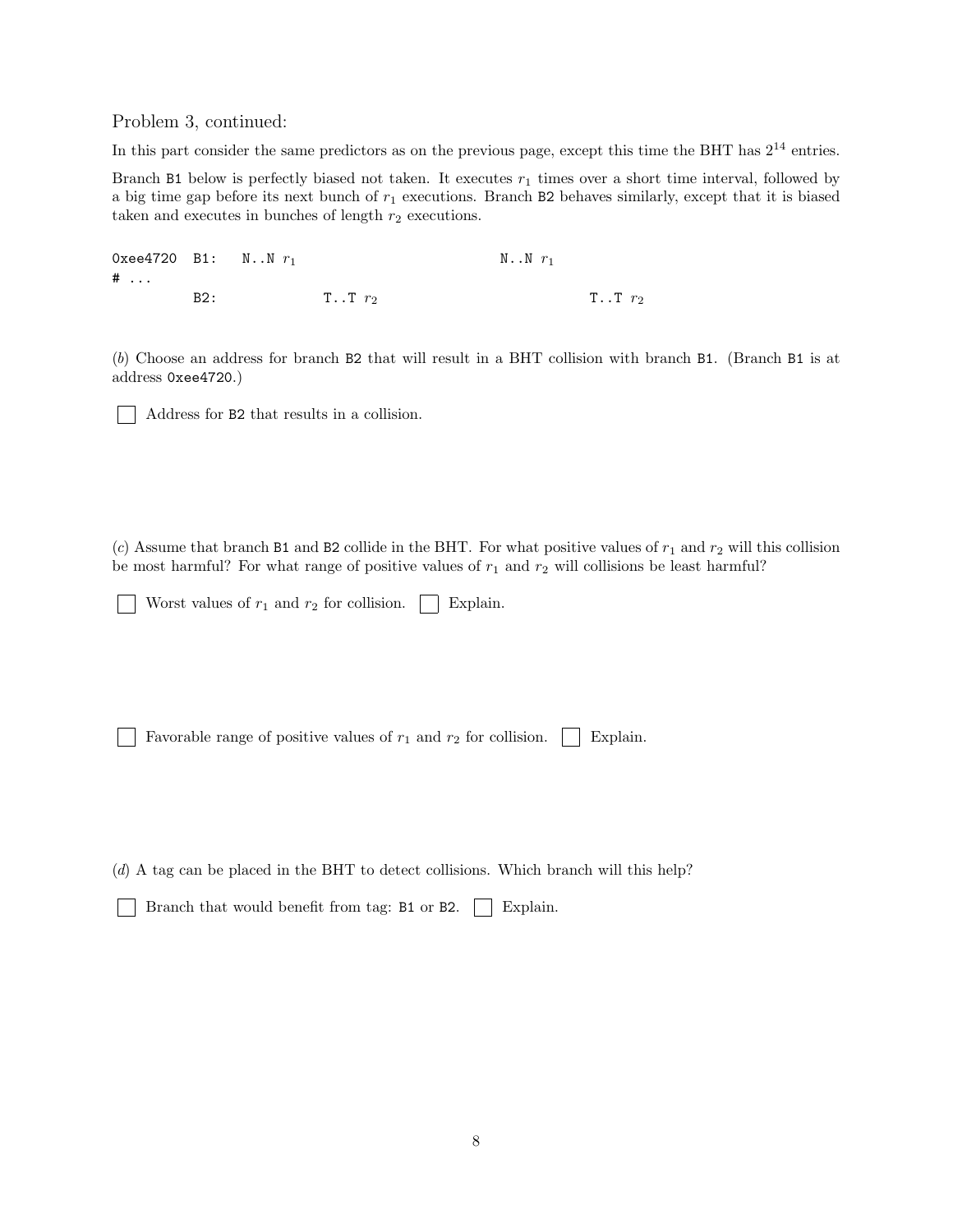Problem 3, continued:

In this part consider the same predictors as on the previous page, except this time the BHT has $2^{14}$ entries.

Branch B1 below is perfectly biased not taken. It executes $r_1$ times over a short time interval, followed by a big time gap before its next bunch of $r_1$ executions. Branch B2 behaves similarly, except that it is biased taken and executes in bunches of length $r_2$ executions.

```
0xee4720  B1:   N..N r1                                 N..N r1
# ...
          B2:              T..T r2                                T..T r2
```

(*b*) Choose an address for branch B2 that will result in a BHT collision with branch B1. (Branch B1 is at address 0xee4720.)

☐ Address for B2 that results in a collision.

(*c*) Assume that branch B1 and B2 collide in the BHT. For what positive values of $r_1$ and $r_2$ will this collision be most harmful? For what range of positive values of $r_1$ and $r_2$ will collisions be least harmful?

☐ Worst values of $r_1$ and $r_2$ for collision. ☐ Explain.

☐ Favorable range of positive values of $r_1$ and $r_2$ for collision. ☐ Explain.

(*d*) A tag can be placed in the BHT to detect collisions. Which branch will this help?

☐ Branch that would benefit from tag: B1 or B2. ☐ Explain.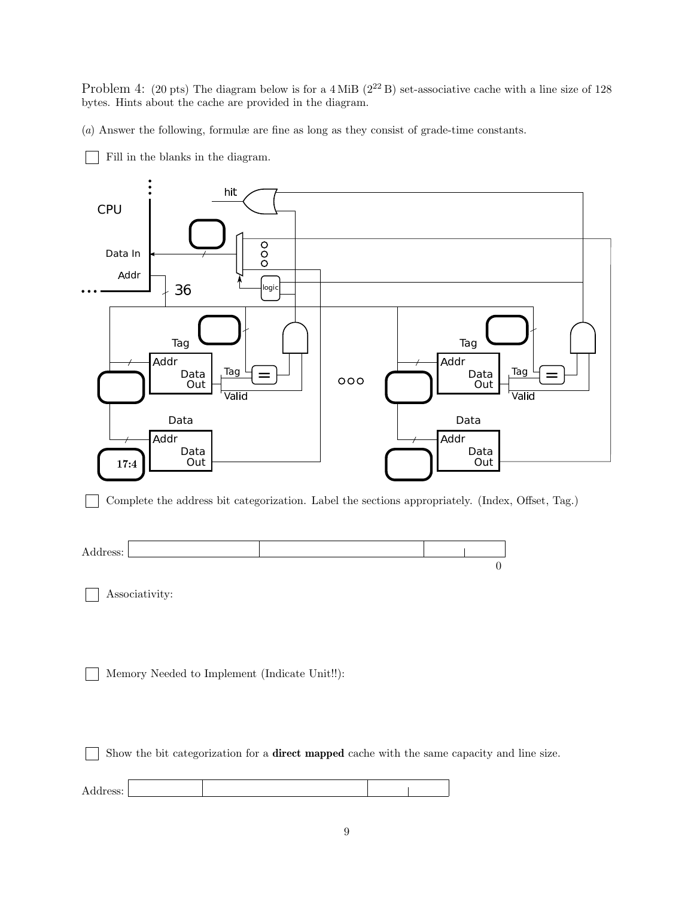Problem 4: (20 pts) The diagram below is for a 4 MiB ($2^{22}$ B) set-associative cache with a line size of 128 bytes. Hints about the cache are provided in the diagram.

(*a*) Answer the following, formulæ are fine as long as they consist of grade-time constants.

☐ Fill in the blanks in the diagram.

hit

CPU

Data In

Addr

36

logic

Tag

Addr Data Out

Tag

Valid

Data

Addr Data Out

17:4

Tag

Addr Data Out

Tag

Valid

Data

Addr Data Out

☐ Complete the address bit categorization. Label the sections appropriately. (Index, Offset, Tag.)

Address: | | | | | 0

☐ Associativity:

☐ Memory Needed to Implement (Indicate Unit!!):

☐ Show the bit categorization for a **direct mapped** cache with the same capacity and line size.

Address: | | | | |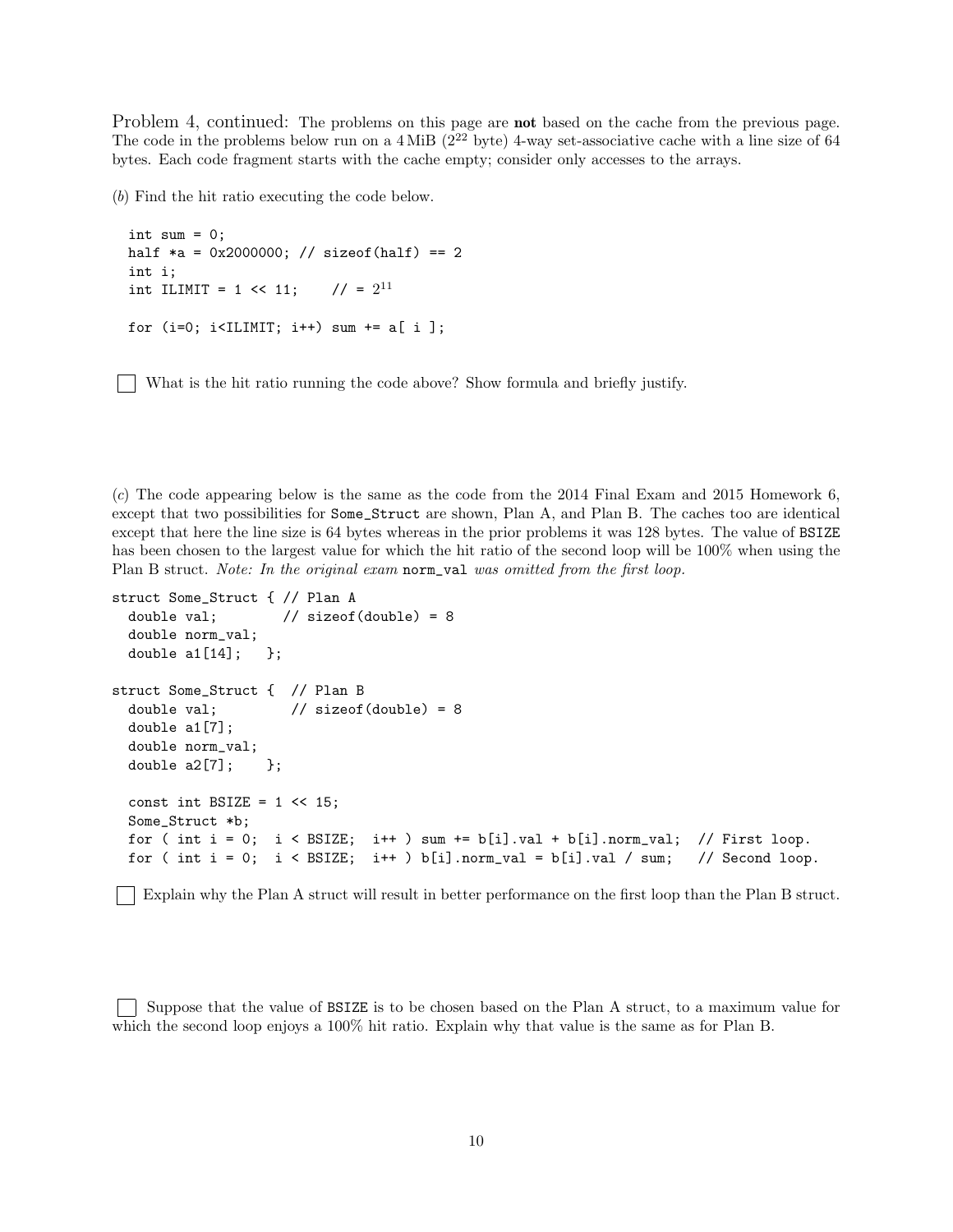Problem 4, continued: The problems on this page are **not** based on the cache from the previous page. The code in the problems below run on a 4 MiB ($2^{22}$ byte) 4-way set-associative cache with a line size of 64 bytes. Each code fragment starts with the cache empty; consider only accesses to the arrays.

(*b*) Find the hit ratio executing the code below.

```
int sum = 0;
half *a = 0x2000000; // sizeof(half) == 2
int i;
int ILIMIT = 1 << 11;    // = 2^11

for (i=0; i<ILIMIT; i++) sum += a[ i ];
```

☐ What is the hit ratio running the code above? Show formula and briefly justify.

(*c*) The code appearing below is the same as the code from the 2014 Final Exam and 2015 Homework 6, except that two possibilities for `Some_Struct` are shown, Plan A, and Plan B. The caches too are identical except that here the line size is 64 bytes whereas in the prior problems it was 128 bytes. The value of `BSIZE` has been chosen to the largest value for which the hit ratio of the second loop will be 100% when using the Plan B struct. *Note: In the original exam* `norm_val` *was omitted from the first loop.*

```
struct Some_Struct { // Plan A
  double val;        // sizeof(double) = 8
  double norm_val;
  double a1[14];   };

struct Some_Struct {  // Plan B
  double val;         // sizeof(double) = 8
  double a1[7];
  double norm_val;
  double a2[7];    };

  const int BSIZE = 1 << 15;
  Some_Struct *b;
  for ( int i = 0;  i < BSIZE;  i++ ) sum += b[i].val + b[i].norm_val;  // First loop.
  for ( int i = 0;  i < BSIZE;  i++ ) b[i].norm_val = b[i].val / sum;   // Second loop.
```

☐ Explain why the Plan A struct will result in better performance on the first loop than the Plan B struct.

☐ Suppose that the value of `BSIZE` is to be chosen based on the Plan A struct, to a maximum value for which the second loop enjoys a 100% hit ratio. Explain why that value is the same as for Plan B.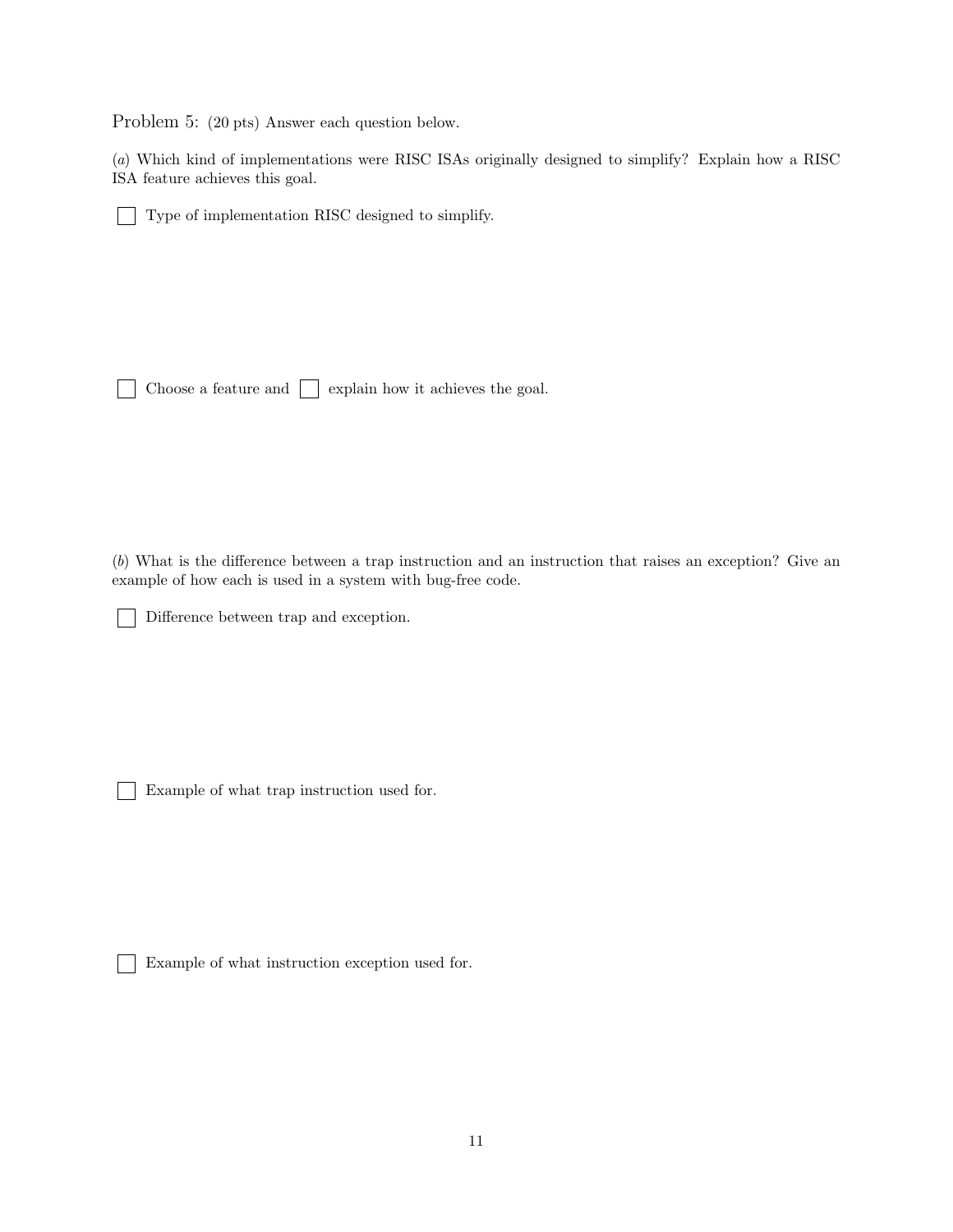Problem 5: (20 pts) Answer each question below.

(*a*) Which kind of implementations were RISC ISAs originally designed to simplify? Explain how a RISC ISA feature achieves this goal.

☐ Type of implementation RISC designed to simplify.

☐ Choose a feature and ☐ explain how it achieves the goal.

(*b*) What is the difference between a trap instruction and an instruction that raises an exception? Give an example of how each is used in a system with bug-free code.

☐ Difference between trap and exception.

☐ Example of what trap instruction used for.

☐ Example of what instruction exception used for.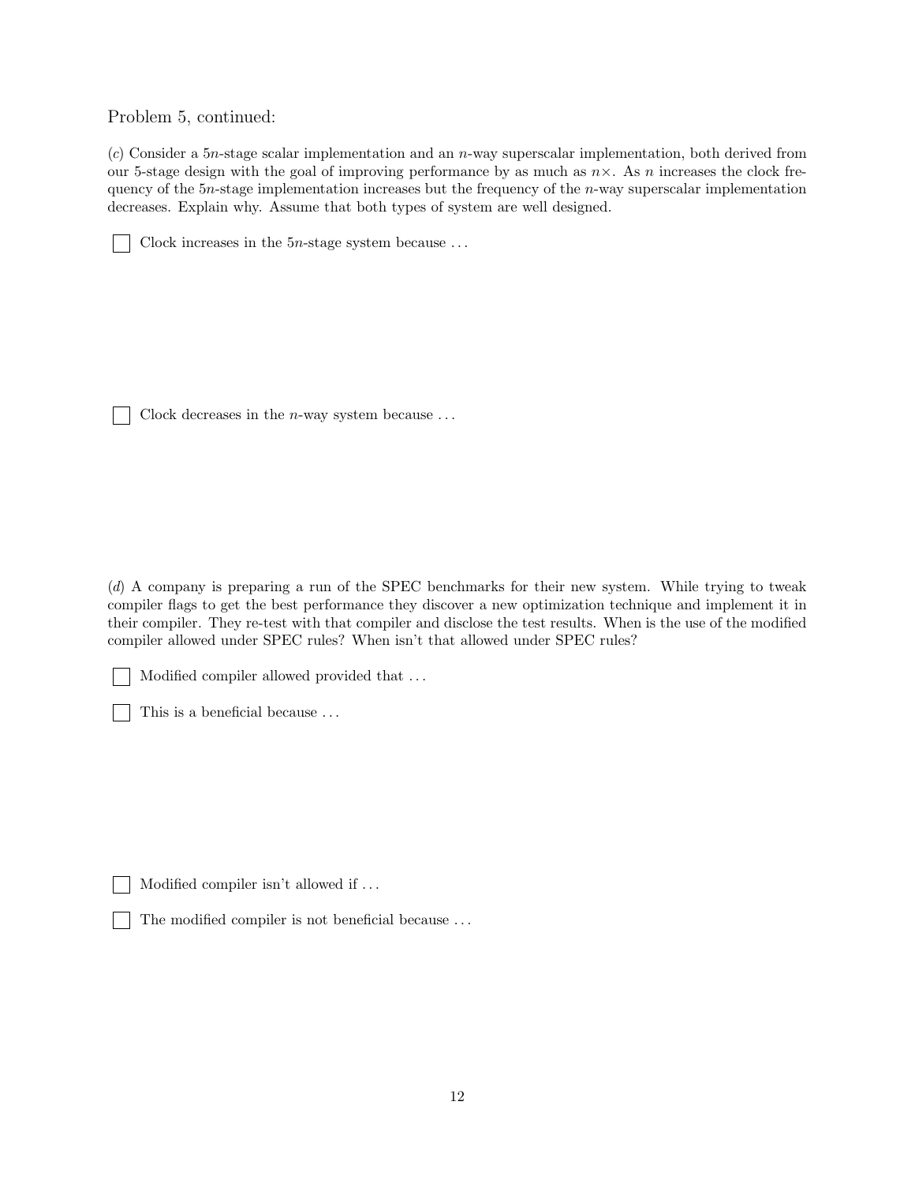Problem 5, continued:

(*c*) Consider a $5n$-stage scalar implementation and an $n$-way superscalar implementation, both derived from our 5-stage design with the goal of improving performance by as much as $n\times$. As $n$ increases the clock frequency of the $5n$-stage implementation increases but the frequency of the $n$-way superscalar implementation decreases. Explain why. Assume that both types of system are well designed.

☐ Clock increases in the $5n$-stage system because ...

☐ Clock decreases in the $n$-way system because ...

(*d*) A company is preparing a run of the SPEC benchmarks for their new system. While trying to tweak compiler flags to get the best performance they discover a new optimization technique and implement it in their compiler. They re-test with that compiler and disclose the test results. When is the use of the modified compiler allowed under SPEC rules? When isn't that allowed under SPEC rules?

☐ Modified compiler allowed provided that ...

☐ This is a beneficial because ...

☐ Modified compiler isn't allowed if ...

☐ The modified compiler is not beneficial because ...